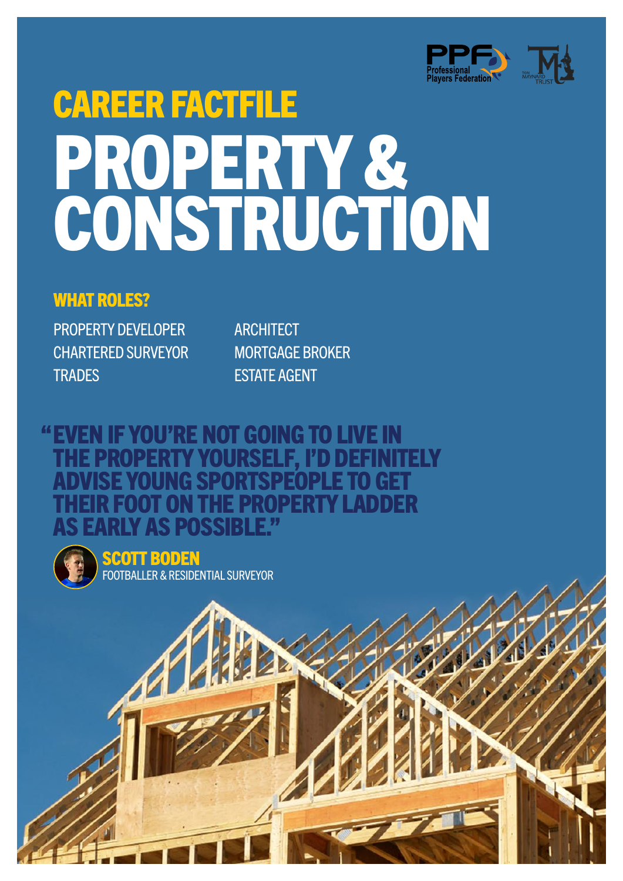# CAREER FACTFILE

# PROPERTY & CONSTRUCTION

## WHAT ROLES?

- PROPERTY DEVELOPER
- CHARTERED SURVEYOR
- TRADES
- ARCHITECT
- MORTGAGE BROKER
- ESTATE AGENT

**"EVEN IF YOU'RE NOT GOING TO LIVE IN THE PROPERTY YOURSELF, I'D DEFINITELY ADVISE YOUNG SPORTSPEOPLE TO GET THEIR FOOT ON THE PROPERTY LADDER AS EARLY AS POSSIBLE."**

**SCOTT BODEN**
FOOTBALLER & RESIDENTIAL SURVEYOR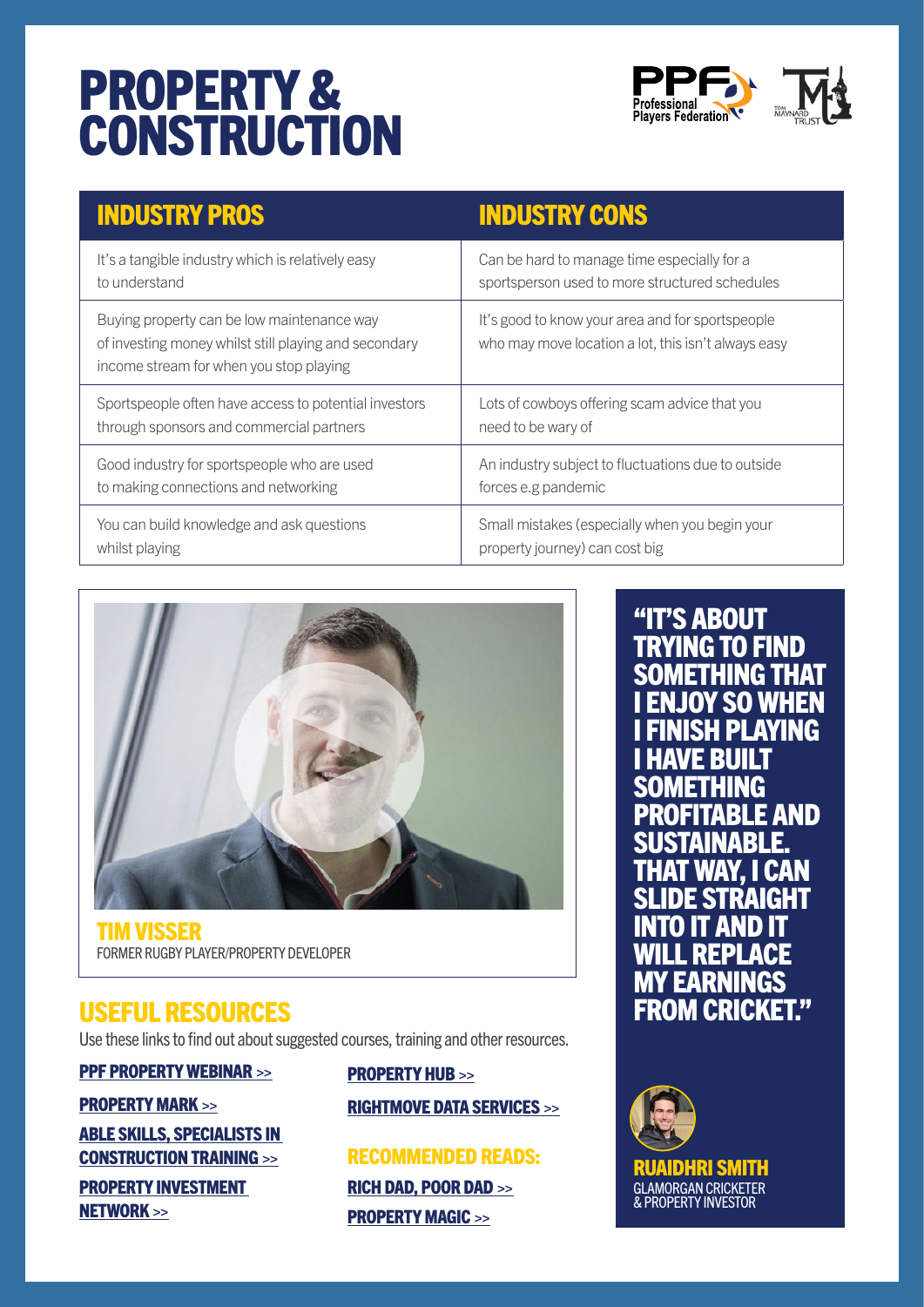# PROPERTY & CONSTRUCTION

| INDUSTRY PROS | INDUSTRY CONS |
|---|---|
| It's a tangible industry which is relatively easy to understand | Can be hard to manage time especially for a sportsperson used to more structured schedules |
| Buying property can be low maintenance way of investing money whilst still playing and secondary income stream for when you stop playing | It's good to know your area and for sportspeople who may move location a lot, this isn't always easy |
| Sportspeople often have access to potential investors through sponsors and commercial partners | Lots of cowboys offering scam advice that you need to be wary of |
| Good industry for sportspeople who are used to making connections and networking | An industry subject to fluctuations due to outside forces e.g pandemic |
| You can build knowledge and ask questions whilst playing | Small mistakes (especially when you begin your property journey) can cost big |

**TIM VISSER**
FORMER RUGBY PLAYER/PROPERTY DEVELOPER

"IT'S ABOUT TRYING TO FIND SOMETHING THAT I ENJOY SO WHEN I FINISH PLAYING I HAVE BUILT SOMETHING PROFITABLE AND SUSTAINABLE. THAT WAY, I CAN SLIDE STRAIGHT INTO IT AND IT WILL REPLACE MY EARNINGS FROM CRICKET."

**RUAIDHRI SMITH**
GLAMORGAN CRICKETER & PROPERTY INVESTOR

## USEFUL RESOURCES

Use these links to find out about suggested courses, training and other resources.

- PPF PROPERTY WEBINAR >>
- PROPERTY MARK >>
- ABLE SKILLS, SPECIALISTS IN CONSTRUCTION TRAINING >>
- PROPERTY INVESTMENT NETWORK >>
- PROPERTY HUB >>
- RIGHTMOVE DATA SERVICES >>

### RECOMMENDED READS:

- RICH DAD, POOR DAD >>
- PROPERTY MAGIC >>